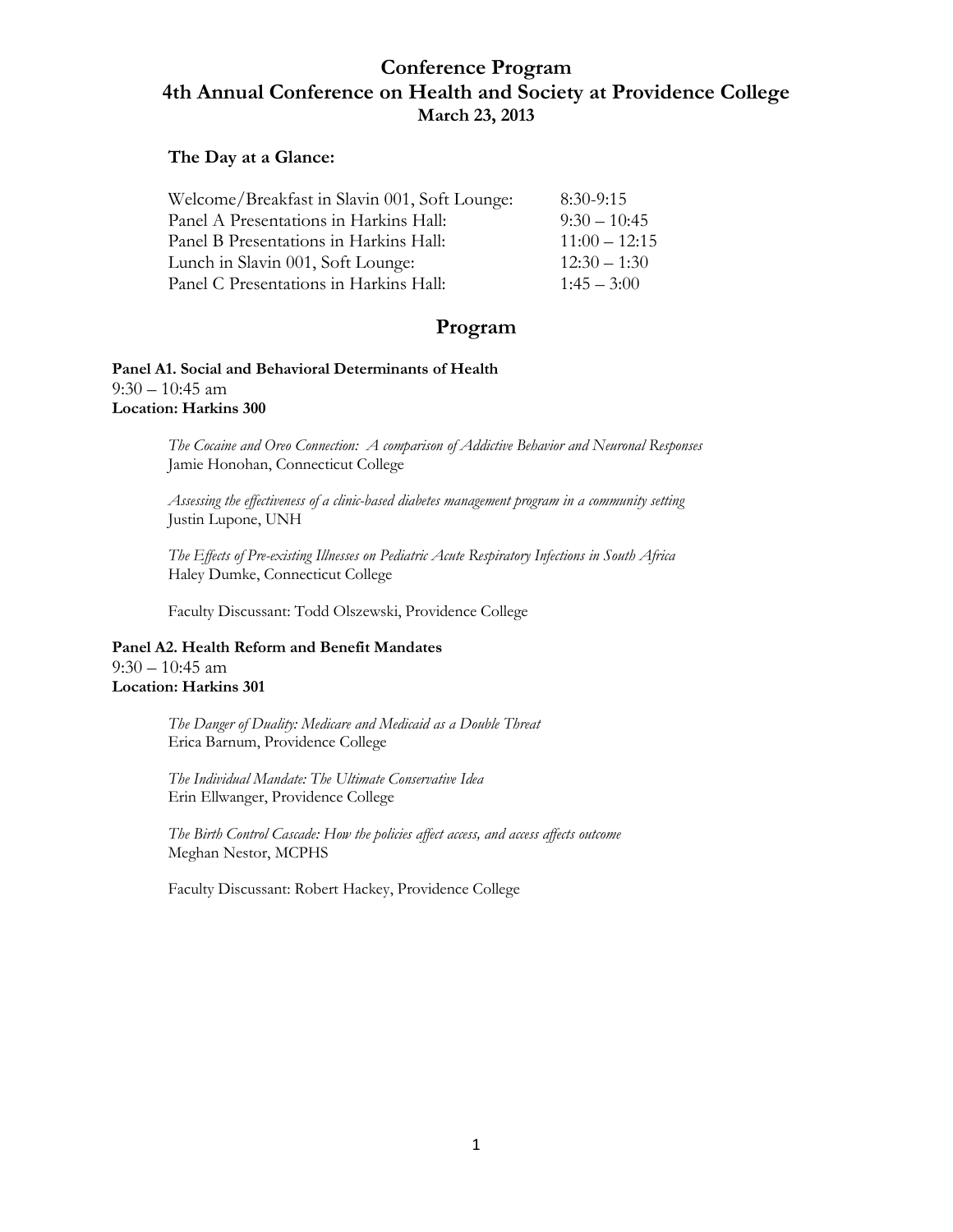# Conference Program
# 4th Annual Conference on Health and Society at Providence College
**March 23, 2013**

**The Day at a Glance:**

| | |
|---|---|
| Welcome/Breakfast in Slavin 001, Soft Lounge: | 8:30-9:15 |
| Panel A Presentations in Harkins Hall: | 9:30 – 10:45 |
| Panel B Presentations in Harkins Hall: | 11:00 – 12:15 |
| Lunch in Slavin 001, Soft Lounge: | 12:30 – 1:30 |
| Panel C Presentations in Harkins Hall: | 1:45 – 3:00 |

## Program

**Panel A1. Social and Behavioral Determinants of Health**
9:30 – 10:45 am
**Location: Harkins 300**

*The Cocaine and Oreo Connection: A comparison of Addictive Behavior and Neuronal Responses*
Jamie Honohan, Connecticut College

*Assessing the effectiveness of a clinic-based diabetes management program in a community setting*
Justin Lupone, UNH

*The Effects of Pre-existing Illnesses on Pediatric Acute Respiratory Infections in South Africa*
Haley Dumke, Connecticut College

Faculty Discussant: Todd Olszewski, Providence College

**Panel A2. Health Reform and Benefit Mandates**
9:30 – 10:45 am
**Location: Harkins 301**

*The Danger of Duality: Medicare and Medicaid as a Double Threat*
Erica Barnum, Providence College

*The Individual Mandate: The Ultimate Conservative Idea*
Erin Ellwanger, Providence College

*The Birth Control Cascade: How the policies affect access, and access affects outcome*
Meghan Nestor, MCPHS

Faculty Discussant: Robert Hackey, Providence College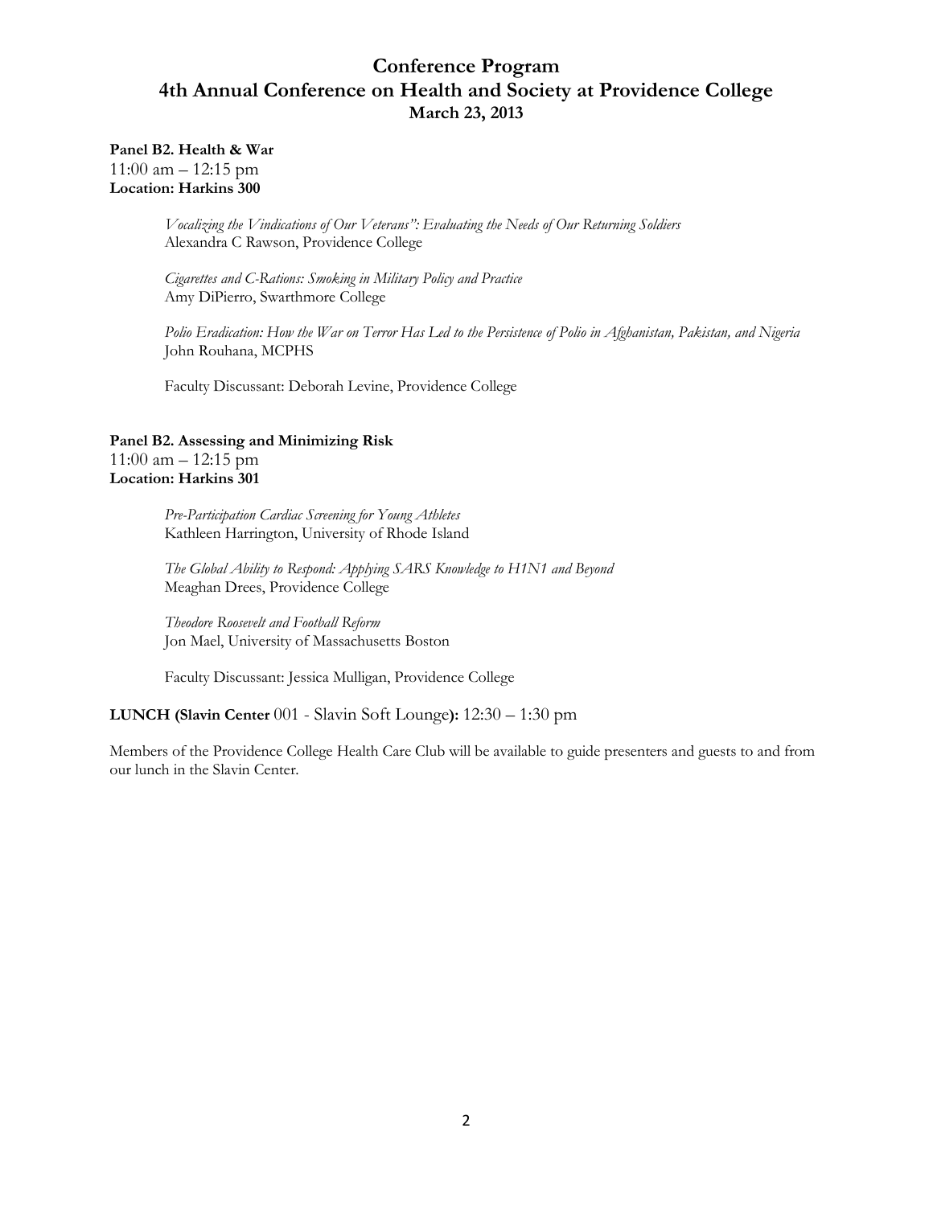# Conference Program
# 4th Annual Conference on Health and Society at Providence College
### March 23, 2013

**Panel B2. Health & War**
11:00 am – 12:15 pm
**Location: Harkins 300**

*Vocalizing the Vindications of Our Veterans": Evaluating the Needs of Our Returning Soldiers*
Alexandra C Rawson, Providence College

*Cigarettes and C-Rations: Smoking in Military Policy and Practice*
Amy DiPierro, Swarthmore College

*Polio Eradication: How the War on Terror Has Led to the Persistence of Polio in Afghanistan, Pakistan, and Nigeria*
John Rouhana, MCPHS

Faculty Discussant: Deborah Levine, Providence College

**Panel B2. Assessing and Minimizing Risk**
11:00 am – 12:15 pm
**Location: Harkins 301**

*Pre-Participation Cardiac Screening for Young Athletes*
Kathleen Harrington, University of Rhode Island

*The Global Ability to Respond: Applying SARS Knowledge to H1N1 and Beyond*
Meaghan Drees, Providence College

*Theodore Roosevelt and Football Reform*
Jon Mael, University of Massachusetts Boston

Faculty Discussant: Jessica Mulligan, Providence College

**LUNCH (Slavin Center** 001 - Slavin Soft Lounge**):** 12:30 – 1:30 pm

Members of the Providence College Health Care Club will be available to guide presenters and guests to and from our lunch in the Slavin Center.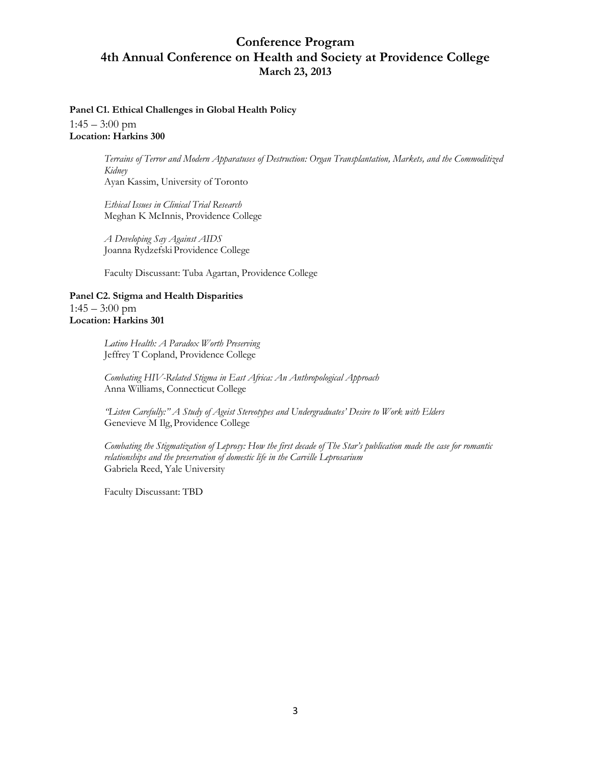# Conference Program
# 4th Annual Conference on Health and Society at Providence College
### March 23, 2013

**Panel C1. Ethical Challenges in Global Health Policy**
1:45 – 3:00 pm
**Location: Harkins 300**

*Terrains of Terror and Modern Apparatuses of Destruction: Organ Transplantation, Markets, and the Commoditized Kidney*
Ayan Kassim, University of Toronto

*Ethical Issues in Clinical Trial Research*
Meghan K McInnis, Providence College

*A Developing Say Against AIDS*
Joanna Rydzefski Providence College

Faculty Discussant: Tuba Agartan, Providence College

**Panel C2. Stigma and Health Disparities**
1:45 – 3:00 pm
**Location: Harkins 301**

*Latino Health: A Paradox Worth Preserving*
Jeffrey T Copland, Providence College

*Combating HIV-Related Stigma in East Africa: An Anthropological Approach*
Anna Williams, Connecticut College

*"Listen Carefully:" A Study of Ageist Stereotypes and Undergraduates' Desire to Work with Elders*
Genevieve M Ilg, Providence College

*Combating the Stigmatization of Leprosy: How the first decade of The Star's publication made the case for romantic relationships and the preservation of domestic life in the Carville Leprosarium*
Gabriela Reed, Yale University

Faculty Discussant: TBD